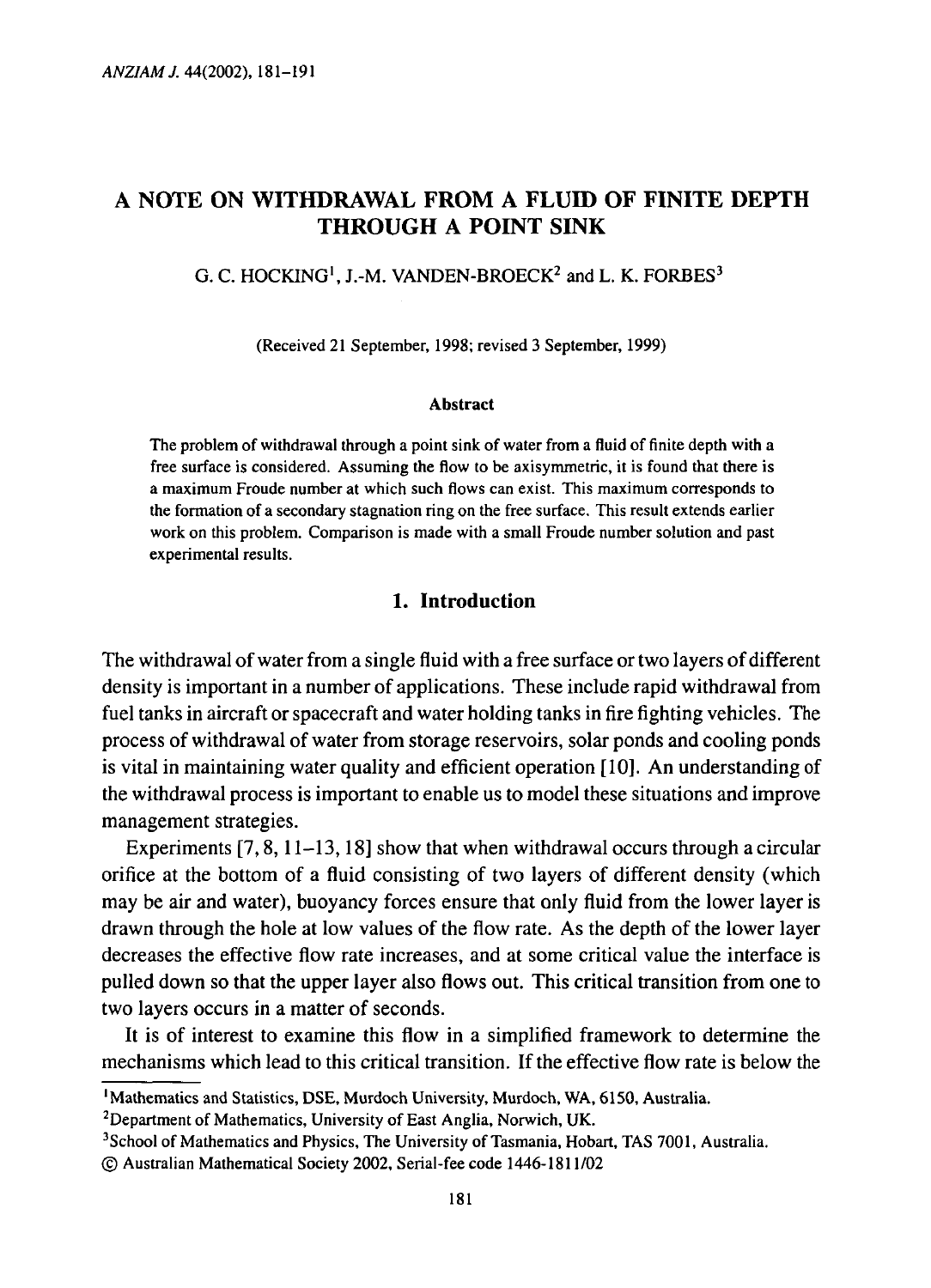# A NOTE ON WITHDRAWAL FROM A FLUID OF FINITE DEPTH THROUGH A POINT SINK

G. C. HOCKING[1], J.-M. VANDEN-BROECK[2] and L. K. FORBES[3]

(Received 21 September, 1998; revised 3 September, 1999)

#### Abstract

The problem of withdrawal through a point sink of water from a fluid of finite depth with a free surface is considered. Assuming the flow to be axisymmetric, it is found that there is a maximum Froude number at which such flows can exist. This maximum corresponds to the formation of a secondary stagnation ring on the free surface. This result extends earlier work on this problem. Comparison is made with a small Froude number solution and past experimental results.

## 1. Introduction

The withdrawal of water from a single fluid with a free surface or two layers of different density is important in a number of applications. These include rapid withdrawal from fuel tanks in aircraft or spacecraft and water holding tanks in fire fighting vehicles. The process of withdrawal of water from storage reservoirs, solar ponds and cooling ponds is vital in maintaining water quality and efficient operation [10]. An understanding of the withdrawal process is important to enable us to model these situations and improve management strategies.

Experiments [7, 8, 11–13, 18] show that when withdrawal occurs through a circular orifice at the bottom of a fluid consisting of two layers of different density (which may be air and water), buoyancy forces ensure that only fluid from the lower layer is drawn through the hole at low values of the flow rate. As the depth of the lower layer decreases the effective flow rate increases, and at some critical value the interface is pulled down so that the upper layer also flows out. This critical transition from one to two layers occurs in a matter of seconds.

It is of interest to examine this flow in a simplified framework to determine the mechanisms which lead to this critical transition. If the effective flow rate is below the

---

[1] Mathematics and Statistics, DSE, Murdoch University, Murdoch, WA, 6150, Australia.

[2] Department of Mathematics, University of East Anglia, Norwich, UK.

[3] School of Mathematics and Physics, The University of Tasmania, Hobart, TAS 7001, Australia.

© Australian Mathematical Society 2002, Serial-fee code 1446-1811/02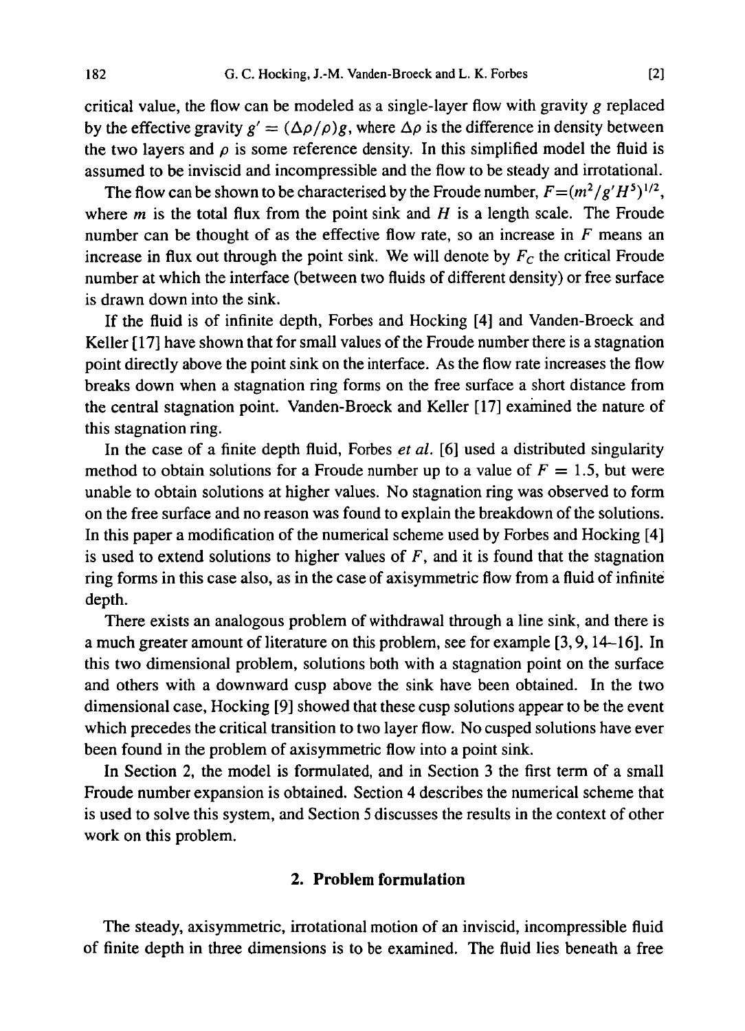critical value, the flow can be modeled as a single-layer flow with gravity $g$ replaced by the effective gravity $g' = (\Delta\rho/\rho)g$, where $\Delta\rho$ is the difference in density between the two layers and $\rho$ is some reference density. In this simplified model the fluid is assumed to be inviscid and incompressible and the flow to be steady and irrotational.

The flow can be shown to be characterised by the Froude number, $F=(m^2/g'H^5)^{1/2}$, where $m$ is the total flux from the point sink and $H$ is a length scale. The Froude number can be thought of as the effective flow rate, so an increase in $F$ means an increase in flux out through the point sink. We will denote by $F_C$ the critical Froude number at which the interface (between two fluids of different density) or free surface is drawn down into the sink.

If the fluid is of infinite depth, Forbes and Hocking [4] and Vanden-Broeck and Keller [17] have shown that for small values of the Froude number there is a stagnation point directly above the point sink on the interface. As the flow rate increases the flow breaks down when a stagnation ring forms on the free surface a short distance from the central stagnation point. Vanden-Broeck and Keller [17] examined the nature of this stagnation ring.

In the case of a finite depth fluid, Forbes *et al.* [6] used a distributed singularity method to obtain solutions for a Froude number up to a value of $F = 1.5$, but were unable to obtain solutions at higher values. No stagnation ring was observed to form on the free surface and no reason was found to explain the breakdown of the solutions. In this paper a modification of the numerical scheme used by Forbes and Hocking [4] is used to extend solutions to higher values of $F$, and it is found that the stagnation ring forms in this case also, as in the case of axisymmetric flow from a fluid of infinite depth.

There exists an analogous problem of withdrawal through a line sink, and there is a much greater amount of literature on this problem, see for example [3, 9, 14–16]. In this two dimensional problem, solutions both with a stagnation point on the surface and others with a downward cusp above the sink have been obtained. In the two dimensional case, Hocking [9] showed that these cusp solutions appear to be the event which precedes the critical transition to two layer flow. No cusped solutions have ever been found in the problem of axisymmetric flow into a point sink.

In Section 2, the model is formulated, and in Section 3 the first term of a small Froude number expansion is obtained. Section 4 describes the numerical scheme that is used to solve this system, and Section 5 discusses the results in the context of other work on this problem.

## 2. Problem formulation

The steady, axisymmetric, irrotational motion of an inviscid, incompressible fluid of finite depth in three dimensions is to be examined. The fluid lies beneath a free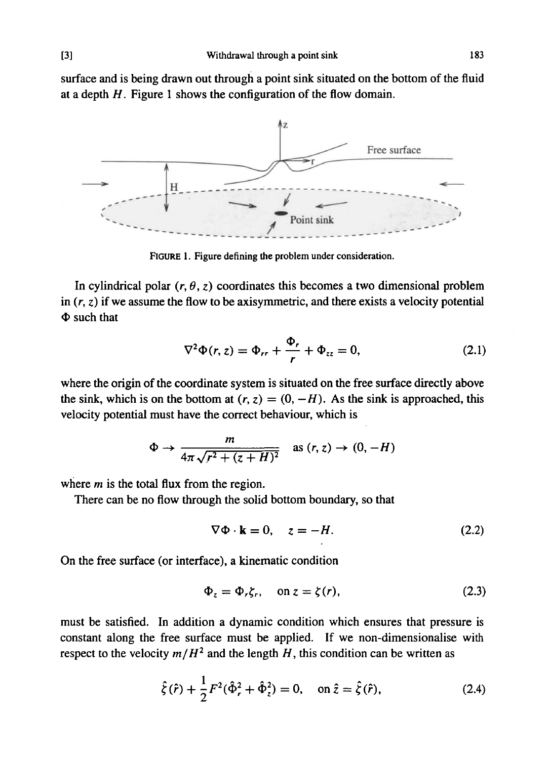surface and is being drawn out through a point sink situated on the bottom of the fluid at a depth $H$. Figure 1 shows the configuration of the flow domain.

FIGURE 1. Figure defining the problem under consideration.

In cylindrical polar $(r, \theta, z)$ coordinates this becomes a two dimensional problem in $(r, z)$ if we assume the flow to be axisymmetric, and there exists a velocity potential $\Phi$ such that

$$\nabla^2 \Phi(r, z) = \Phi_{rr} + \frac{\Phi_r}{r} + \Phi_{zz} = 0, \tag{2.1}$$

where the origin of the coordinate system is situated on the free surface directly above the sink, which is on the bottom at $(r, z) = (0, -H)$. As the sink is approached, this velocity potential must have the correct behaviour, which is

$$\Phi \to \frac{m}{4\pi\sqrt{r^2 + (z+H)^2}} \quad \text{as } (r, z) \to (0, -H)$$

where $m$ is the total flux from the region.

There can be no flow through the solid bottom boundary, so that

$$\nabla \Phi \cdot \mathbf{k} = 0, \quad z = -H. \tag{2.2}$$

On the free surface (or interface), a kinematic condition

$$\Phi_z = \Phi_r \zeta_r, \quad \text{on } z = \zeta(r), \tag{2.3}$$

must be satisfied. In addition a dynamic condition which ensures that pressure is constant along the free surface must be applied. If we non-dimensionalise with respect to the velocity $m/H^2$ and the length $H$, this condition can be written as

$$\hat{\zeta}(\hat{r}) + \frac{1}{2} F^2 (\hat{\Phi}_r^2 + \hat{\Phi}_z^2) = 0, \quad \text{on } \hat{z} = \hat{\zeta}(\hat{r}), \tag{2.4}$$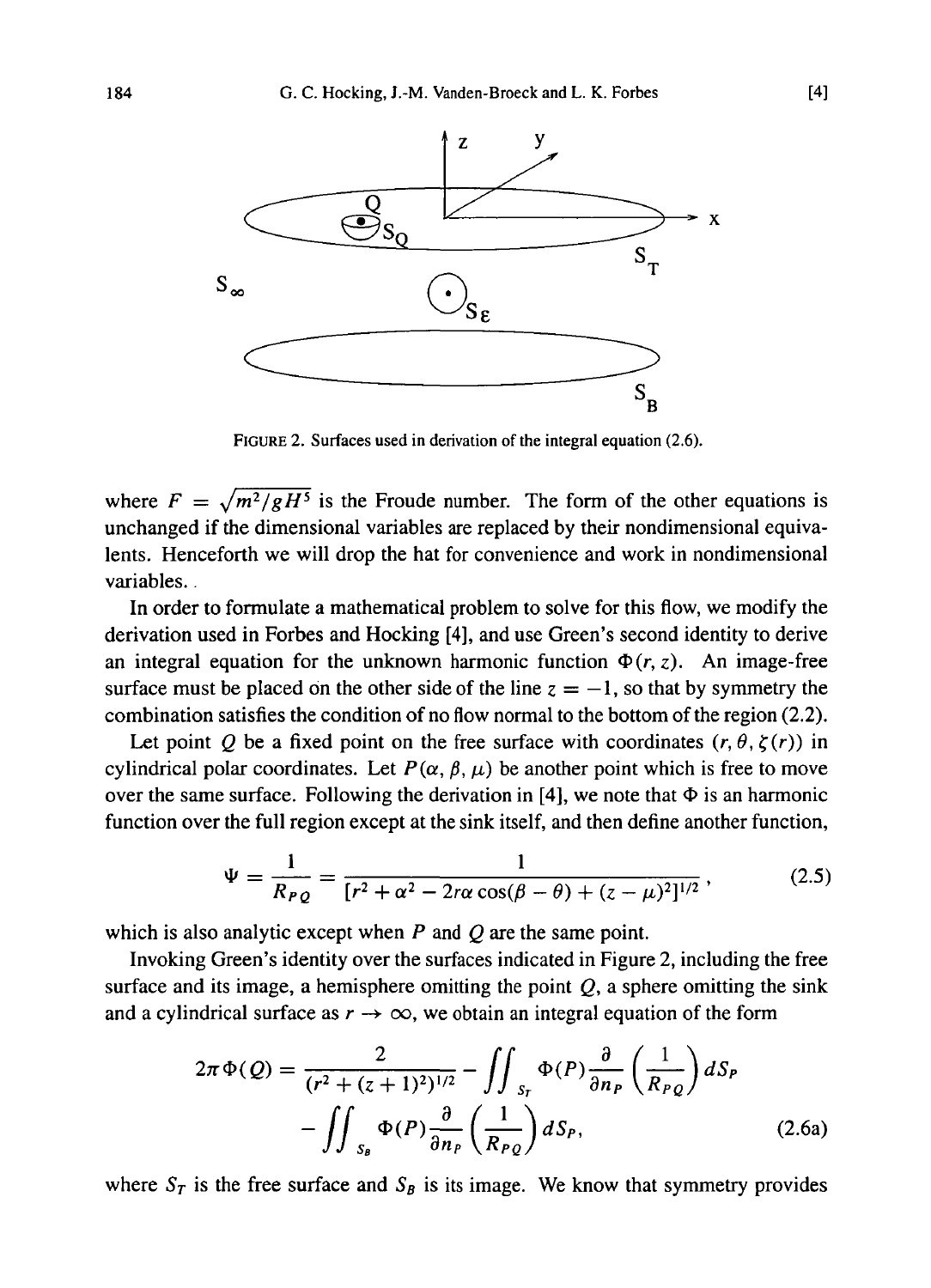FIGURE 2. Surfaces used in derivation of the integral equation (2.6).

where $F = \sqrt{m^2/gH^5}$ is the Froude number. The form of the other equations is unchanged if the dimensional variables are replaced by their nondimensional equivalents. Henceforth we will drop the hat for convenience and work in nondimensional variables.

In order to formulate a mathematical problem to solve for this flow, we modify the derivation used in Forbes and Hocking [4], and use Green's second identity to derive an integral equation for the unknown harmonic function $\Phi(r, z)$. An image-free surface must be placed on the other side of the line $z = -1$, so that by symmetry the combination satisfies the condition of no flow normal to the bottom of the region (2.2).

Let point $Q$ be a fixed point on the free surface with coordinates $(r, \theta, \zeta(r))$ in cylindrical polar coordinates. Let $P(\alpha, \beta, \mu)$ be another point which is free to move over the same surface. Following the derivation in [4], we note that $\Phi$ is an harmonic function over the full region except at the sink itself, and then define another function,

$$\Psi = \frac{1}{R_{PQ}} = \frac{1}{[r^2 + \alpha^2 - 2r\alpha\cos(\beta - \theta) + (z - \mu)^2]^{1/2}}, \tag{2.5}$$

which is also analytic except when $P$ and $Q$ are the same point.

Invoking Green's identity over the surfaces indicated in Figure 2, including the free surface and its image, a hemisphere omitting the point $Q$, a sphere omitting the sink and a cylindrical surface as $r \to \infty$, we obtain an integral equation of the form

$$2\pi\Phi(Q) = \frac{2}{(r^2 + (z+1)^2)^{1/2}} - \iint_{S_T} \Phi(P)\frac{\partial}{\partial n_P}\left(\frac{1}{R_{PQ}}\right) dS_P - \iint_{S_B} \Phi(P)\frac{\partial}{\partial n_P}\left(\frac{1}{R_{PQ}}\right) dS_P, \tag{2.6a}$$

where $S_T$ is the free surface and $S_B$ is its image. We know that symmetry provides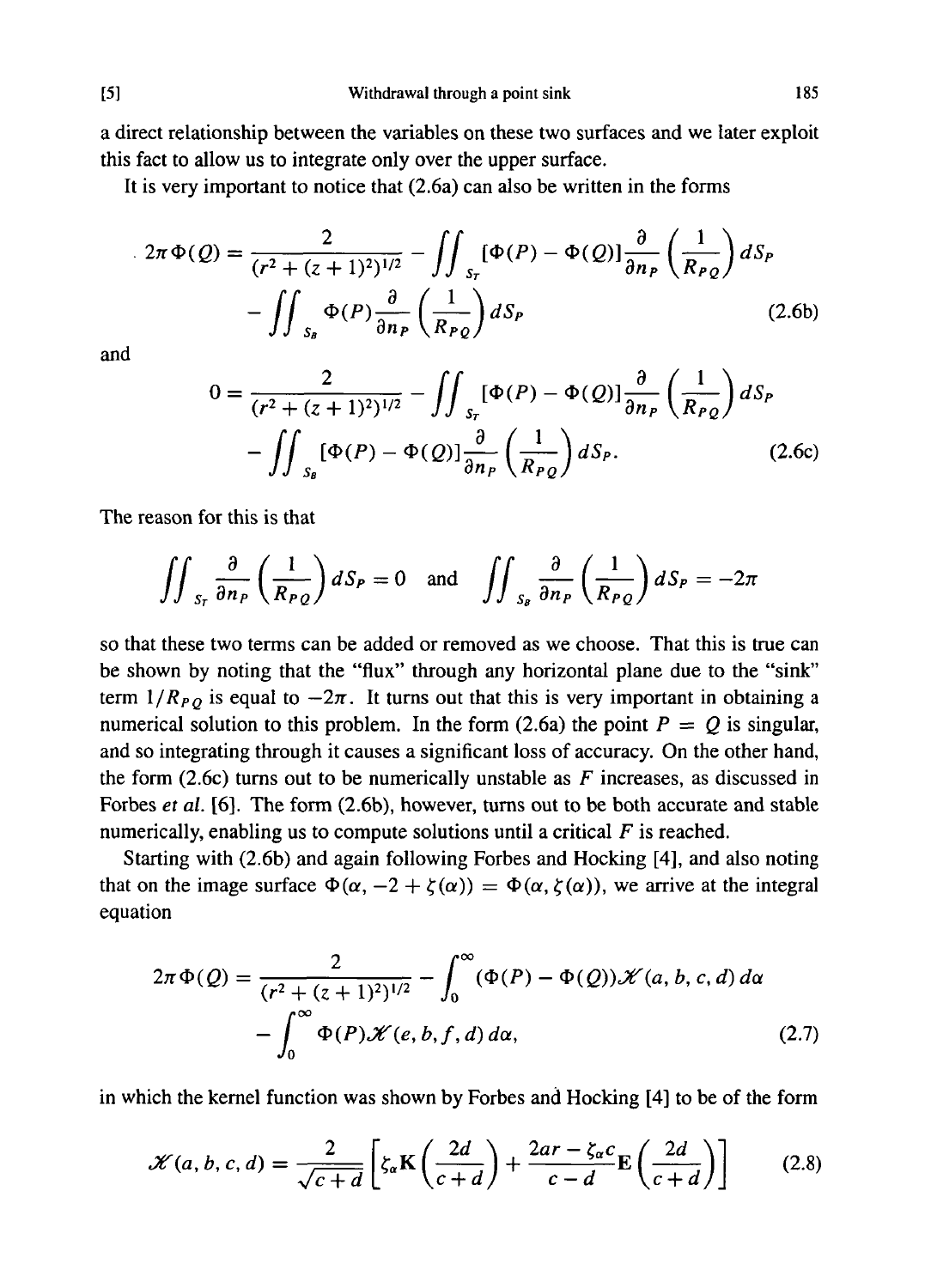a direct relationship between the variables on these two surfaces and we later exploit this fact to allow us to integrate only over the upper surface.

It is very important to notice that (2.6a) can also be written in the forms

$$2\pi\Phi(Q) = \frac{2}{(r^2+(z+1)^2)^{1/2}} - \iint_{S_T} [\Phi(P) - \Phi(Q)] \frac{\partial}{\partial n_P}\left(\frac{1}{R_{PQ}}\right) dS_P - \iint_{S_B} \Phi(P) \frac{\partial}{\partial n_P}\left(\frac{1}{R_{PQ}}\right) dS_P \tag{2.6b}$$

and

$$0 = \frac{2}{(r^2+(z+1)^2)^{1/2}} - \iint_{S_T} [\Phi(P) - \Phi(Q)] \frac{\partial}{\partial n_P}\left(\frac{1}{R_{PQ}}\right) dS_P - \iint_{S_B} [\Phi(P) - \Phi(Q)] \frac{\partial}{\partial n_P}\left(\frac{1}{R_{PQ}}\right) dS_P. \tag{2.6c}$$

The reason for this is that

$$\iint_{S_T} \frac{\partial}{\partial n_P}\left(\frac{1}{R_{PQ}}\right) dS_P = 0 \quad \text{and} \quad \iint_{S_B} \frac{\partial}{\partial n_P}\left(\frac{1}{R_{PQ}}\right) dS_P = -2\pi$$

so that these two terms can be added or removed as we choose. That this is true can be shown by noting that the "flux" through any horizontal plane due to the "sink" term $1/R_{PQ}$ is equal to $-2\pi$. It turns out that this is very important in obtaining a numerical solution to this problem. In the form (2.6a) the point $P = Q$ is singular, and so integrating through it causes a significant loss of accuracy. On the other hand, the form (2.6c) turns out to be numerically unstable as $F$ increases, as discussed in Forbes *et al.* [6]. The form (2.6b), however, turns out to be both accurate and stable numerically, enabling us to compute solutions until a critical $F$ is reached.

Starting with (2.6b) and again following Forbes and Hocking [4], and also noting that on the image surface $\Phi(\alpha, -2 + \zeta(\alpha)) = \Phi(\alpha, \zeta(\alpha))$, we arrive at the integral equation

$$2\pi\Phi(Q) = \frac{2}{(r^2+(z+1)^2)^{1/2}} - \int_0^\infty (\Phi(P) - \Phi(Q))\mathscr{K}(a, b, c, d)\, d\alpha - \int_0^\infty \Phi(P)\mathscr{K}(e, b, f, d)\, d\alpha, \tag{2.7}$$

in which the kernel function was shown by Forbes and Hocking [4] to be of the form

$$\mathscr{K}(a, b, c, d) = \frac{2}{\sqrt{c+d}}\left[\zeta_\alpha \mathbf{K}\left(\frac{2d}{c+d}\right) + \frac{2ar - \zeta_\alpha c}{c-d}\mathbf{E}\left(\frac{2d}{c+d}\right)\right] \tag{2.8}$$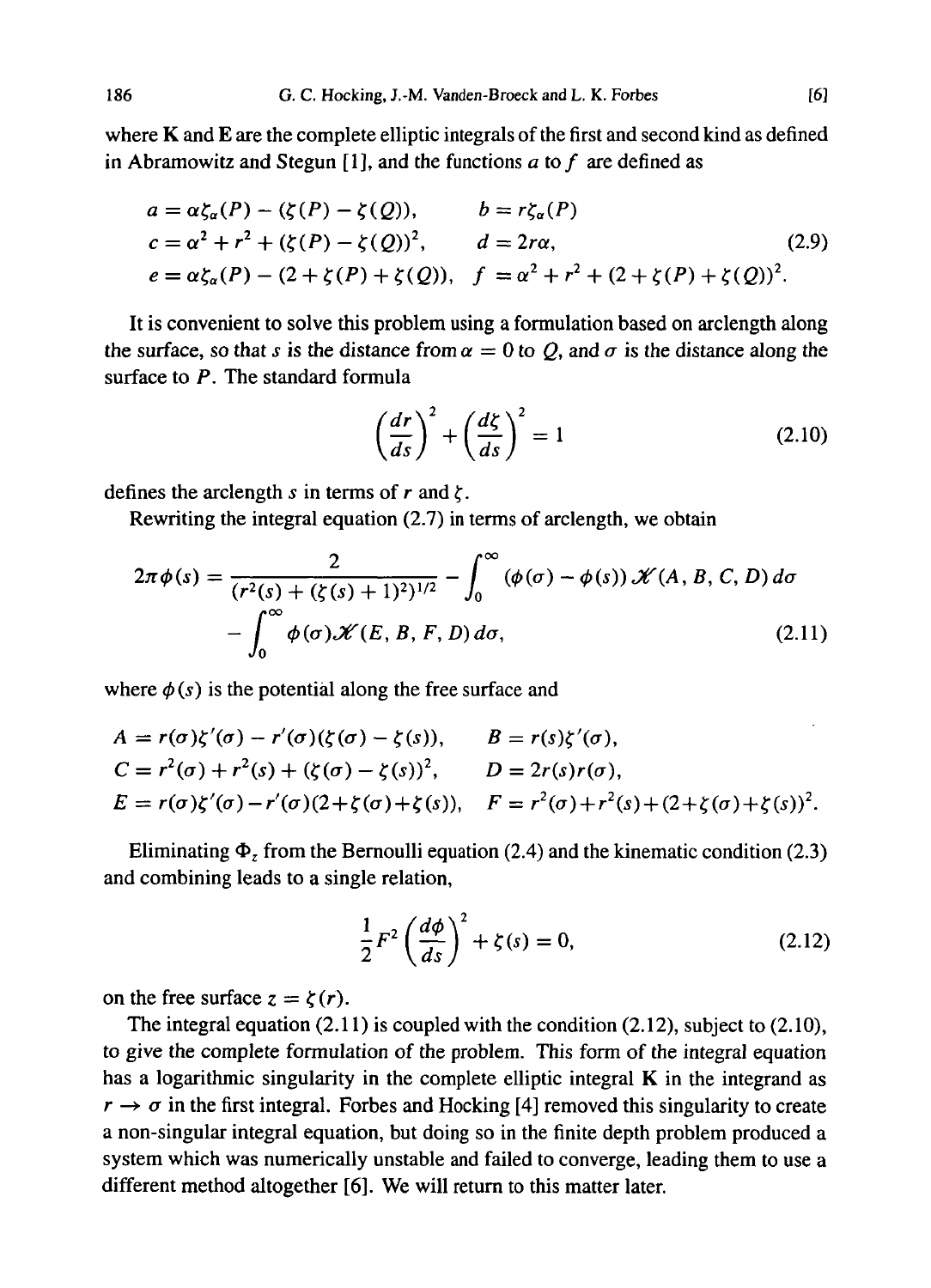where **K** and **E** are the complete elliptic integrals of the first and second kind as defined in Abramowitz and Stegun [1], and the functions $a$ to $f$ are defined as

$$
\begin{aligned}
a &= \alpha\zeta_\alpha(P) - (\zeta(P) - \zeta(Q)), & b &= r\zeta_\alpha(P) \\
c &= \alpha^2 + r^2 + (\zeta(P) - \zeta(Q))^2, & d &= 2r\alpha, \\
e &= \alpha\zeta_\alpha(P) - (2 + \zeta(P) + \zeta(Q)), & f &= \alpha^2 + r^2 + (2 + \zeta(P) + \zeta(Q))^2.
\end{aligned}
\tag{2.9}
$$

It is convenient to solve this problem using a formulation based on arclength along the surface, so that $s$ is the distance from $\alpha = 0$ to $Q$, and $\sigma$ is the distance along the surface to $P$. The standard formula

$$
\left(\frac{dr}{ds}\right)^2 + \left(\frac{d\zeta}{ds}\right)^2 = 1 \tag{2.10}
$$

defines the arclength $s$ in terms of $r$ and $\zeta$.

Rewriting the integral equation (2.7) in terms of arclength, we obtain

$$
\begin{aligned}
2\pi\phi(s) = \frac{2}{(r^2(s) + (\zeta(s) + 1)^2)^{1/2}} &- \int_0^\infty (\phi(\sigma) - \phi(s))\mathcal{K}(A, B, C, D)\, d\sigma \\
&- \int_0^\infty \phi(\sigma)\mathcal{K}(E, B, F, D)\, d\sigma,
\end{aligned}
\tag{2.11}
$$

where $\phi(s)$ is the potential along the free surface and

$$
\begin{aligned}
A &= r(\sigma)\zeta'(\sigma) - r'(\sigma)(\zeta(\sigma) - \zeta(s)), & B &= r(s)\zeta'(\sigma), \\
C &= r^2(\sigma) + r^2(s) + (\zeta(\sigma) - \zeta(s))^2, & D &= 2r(s)r(\sigma), \\
E &= r(\sigma)\zeta'(\sigma) - r'(\sigma)(2 + \zeta(\sigma) + \zeta(s)), & F &= r^2(\sigma) + r^2(s) + (2 + \zeta(\sigma) + \zeta(s))^2.
\end{aligned}
$$

Eliminating $\Phi_z$ from the Bernoulli equation (2.4) and the kinematic condition (2.3) and combining leads to a single relation,

$$
\frac{1}{2}F^2\left(\frac{d\phi}{ds}\right)^2 + \zeta(s) = 0, \tag{2.12}
$$

on the free surface $z = \zeta(r)$.

The integral equation (2.11) is coupled with the condition (2.12), subject to (2.10), to give the complete formulation of the problem. This form of the integral equation has a logarithmic singularity in the complete elliptic integral **K** in the integrand as $r \to \sigma$ in the first integral. Forbes and Hocking [4] removed this singularity to create a non-singular integral equation, but doing so in the finite depth problem produced a system which was numerically unstable and failed to converge, leading them to use a different method altogether [6]. We will return to this matter later.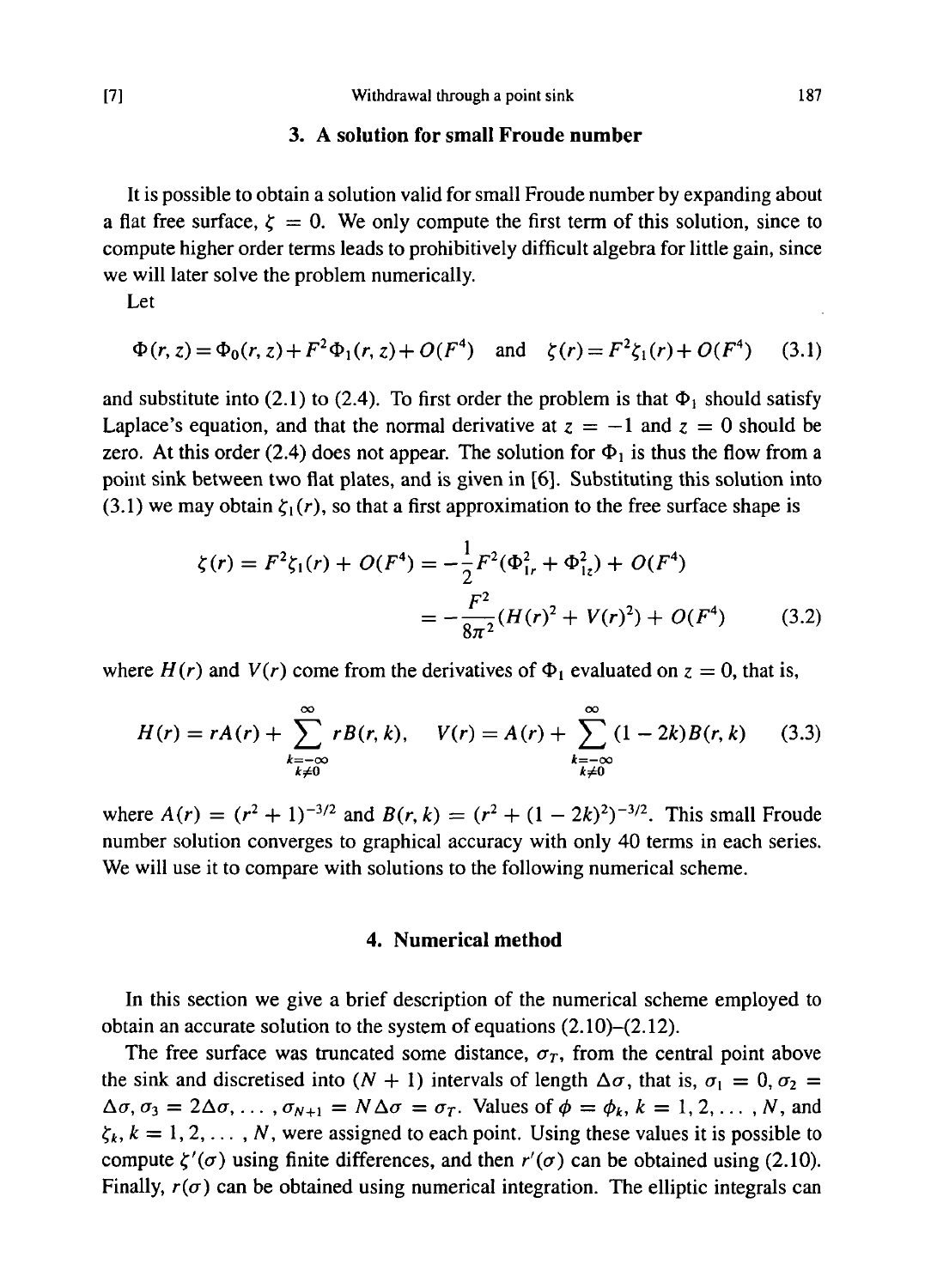## 3. A solution for small Froude number

It is possible to obtain a solution valid for small Froude number by expanding about a flat free surface, $\zeta = 0$. We only compute the first term of this solution, since to compute higher order terms leads to prohibitively difficult algebra for little gain, since we will later solve the problem numerically.

Let

$$\Phi(r, z) = \Phi_0(r, z) + F^2\Phi_1(r, z) + O(F^4) \quad \text{and} \quad \zeta(r) = F^2\zeta_1(r) + O(F^4) \tag{3.1}$$

and substitute into (2.1) to (2.4). To first order the problem is that $\Phi_1$ should satisfy Laplace's equation, and that the normal derivative at $z = -1$ and $z = 0$ should be zero. At this order (2.4) does not appear. The solution for $\Phi_1$ is thus the flow from a point sink between two flat plates, and is given in [6]. Substituting this solution into (3.1) we may obtain $\zeta_1(r)$, so that a first approximation to the free surface shape is

$$\begin{aligned}\zeta(r) = F^2\zeta_1(r) + O(F^4) &= -\frac{1}{2}F^2(\Phi_{1r}^2 + \Phi_{1z}^2) + O(F^4) \\ &= -\frac{F^2}{8\pi^2}(H(r)^2 + V(r)^2) + O(F^4)\end{aligned} \tag{3.2}$$

where $H(r)$ and $V(r)$ come from the derivatives of $\Phi_1$ evaluated on $z = 0$, that is,

$$H(r) = rA(r) + \sum_{\substack{k=-\infty \\ k\neq 0}}^{\infty} rB(r, k), \quad V(r) = A(r) + \sum_{\substack{k=-\infty \\ k\neq 0}}^{\infty} (1 - 2k)B(r, k) \tag{3.3}$$

where $A(r) = (r^2 + 1)^{-3/2}$ and $B(r, k) = (r^2 + (1 - 2k)^2)^{-3/2}$. This small Froude number solution converges to graphical accuracy with only 40 terms in each series. We will use it to compare with solutions to the following numerical scheme.

## 4. Numerical method

In this section we give a brief description of the numerical scheme employed to obtain an accurate solution to the system of equations (2.10)–(2.12).

The free surface was truncated some distance, $\sigma_T$, from the central point above the sink and discretised into $(N + 1)$ intervals of length $\Delta\sigma$, that is, $\sigma_1 = 0, \sigma_2 = \Delta\sigma, \sigma_3 = 2\Delta\sigma, \ldots, \sigma_{N+1} = N\Delta\sigma = \sigma_T$. Values of $\phi = \phi_k, k = 1, 2, \ldots, N$, and $\zeta_k, k = 1, 2, \ldots, N$, were assigned to each point. Using these values it is possible to compute $\zeta'(\sigma)$ using finite differences, and then $r'(\sigma)$ can be obtained using (2.10). Finally, $r(\sigma)$ can be obtained using numerical integration. The elliptic integrals can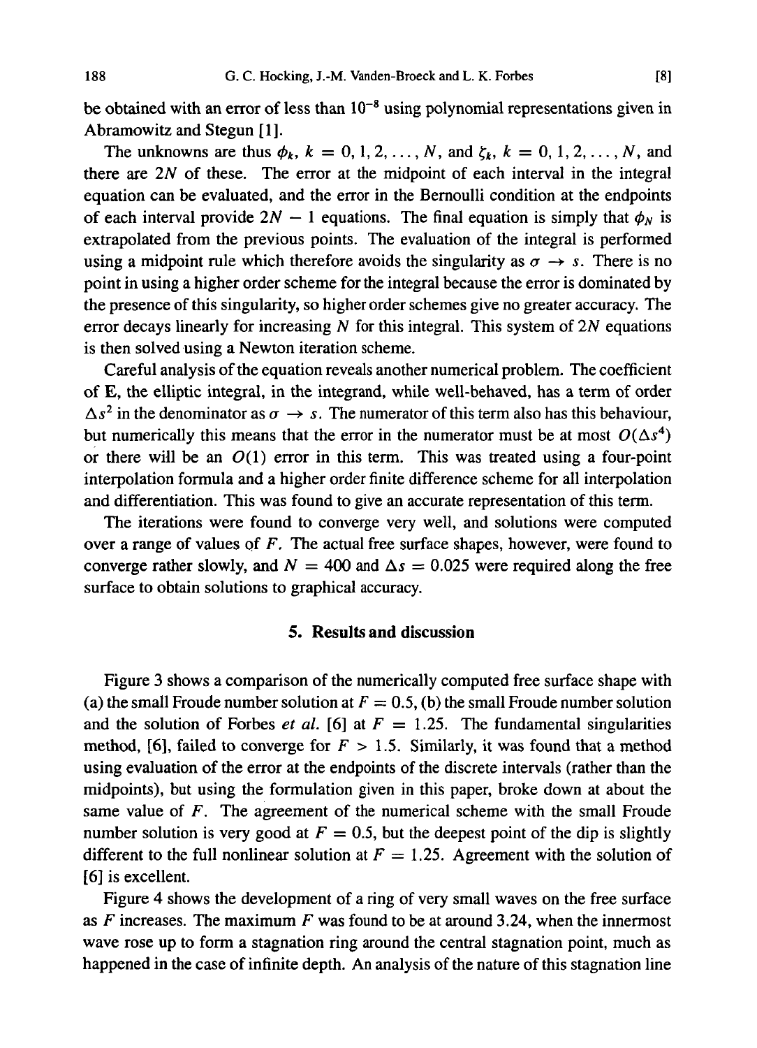be obtained with an error of less than $10^{-8}$ using polynomial representations given in Abramowitz and Stegun [1].

The unknowns are thus $\phi_k$, $k = 0, 1, 2, \ldots, N$, and $\zeta_k$, $k = 0, 1, 2, \ldots, N$, and there are $2N$ of these. The error at the midpoint of each interval in the integral equation can be evaluated, and the error in the Bernoulli condition at the endpoints of each interval provide $2N - 1$ equations. The final equation is simply that $\phi_N$ is extrapolated from the previous points. The evaluation of the integral is performed using a midpoint rule which therefore avoids the singularity as $\sigma \to s$. There is no point in using a higher order scheme for the integral because the error is dominated by the presence of this singularity, so higher order schemes give no greater accuracy. The error decays linearly for increasing $N$ for this integral. This system of $2N$ equations is then solved using a Newton iteration scheme.

Careful analysis of the equation reveals another numerical problem. The coefficient of E, the elliptic integral, in the integrand, while well-behaved, has a term of order $\Delta s^2$ in the denominator as $\sigma \to s$. The numerator of this term also has this behaviour, but numerically this means that the error in the numerator must be at most $O(\Delta s^4)$ or there will be an $O(1)$ error in this term. This was treated using a four-point interpolation formula and a higher order finite difference scheme for all interpolation and differentiation. This was found to give an accurate representation of this term.

The iterations were found to converge very well, and solutions were computed over a range of values of $F$. The actual free surface shapes, however, were found to converge rather slowly, and $N = 400$ and $\Delta s = 0.025$ were required along the free surface to obtain solutions to graphical accuracy.

## 5. Results and discussion

Figure 3 shows a comparison of the numerically computed free surface shape with (a) the small Froude number solution at $F = 0.5$, (b) the small Froude number solution and the solution of Forbes *et al.* [6] at $F = 1.25$. The fundamental singularities method, [6], failed to converge for $F > 1.5$. Similarly, it was found that a method using evaluation of the error at the endpoints of the discrete intervals (rather than the midpoints), but using the formulation given in this paper, broke down at about the same value of $F$. The agreement of the numerical scheme with the small Froude number solution is very good at $F = 0.5$, but the deepest point of the dip is slightly different to the full nonlinear solution at $F = 1.25$. Agreement with the solution of [6] is excellent.

Figure 4 shows the development of a ring of very small waves on the free surface as $F$ increases. The maximum $F$ was found to be at around 3.24, when the innermost wave rose up to form a stagnation ring around the central stagnation point, much as happened in the case of infinite depth. An analysis of the nature of this stagnation line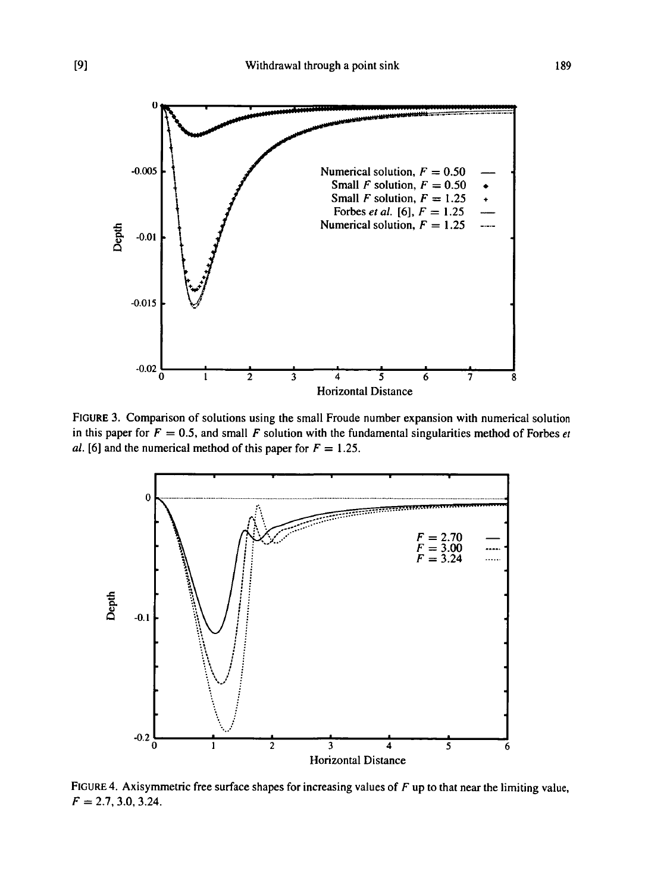FIGURE 3. Comparison of solutions using the small Froude number expansion with numerical solution in this paper for $F = 0.5$, and small $F$ solution with the fundamental singularities method of Forbes *et al.* [6] and the numerical method of this paper for $F = 1.25$.

FIGURE 4. Axisymmetric free surface shapes for increasing values of $F$ up to that near the limiting value, $F = 2.7, 3.0, 3.24$.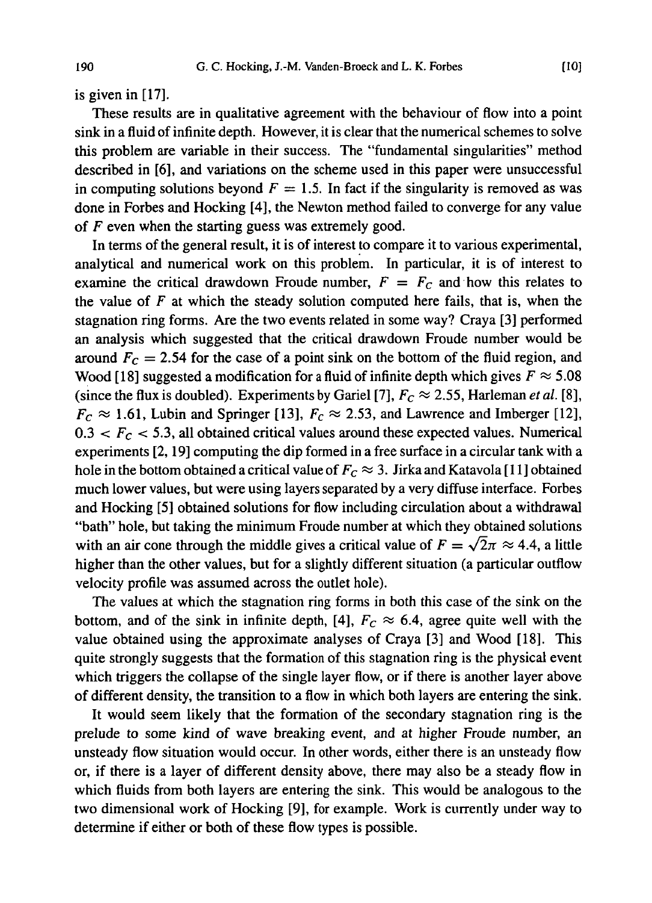is given in [17].

These results are in qualitative agreement with the behaviour of flow into a point sink in a fluid of infinite depth. However, it is clear that the numerical schemes to solve this problem are variable in their success. The "fundamental singularities" method described in [6], and variations on the scheme used in this paper were unsuccessful in computing solutions beyond $F = 1.5$. In fact if the singularity is removed as was done in Forbes and Hocking [4], the Newton method failed to converge for any value of $F$ even when the starting guess was extremely good.

In terms of the general result, it is of interest to compare it to various experimental, analytical and numerical work on this problem. In particular, it is of interest to examine the critical drawdown Froude number, $F = F_C$ and how this relates to the value of $F$ at which the steady solution computed here fails, that is, when the stagnation ring forms. Are the two events related in some way? Craya [3] performed an analysis which suggested that the critical drawdown Froude number would be around $F_C = 2.54$ for the case of a point sink on the bottom of the fluid region, and Wood [18] suggested a modification for a fluid of infinite depth which gives $F \approx 5.08$ (since the flux is doubled). Experiments by Gariel [7], $F_C \approx 2.55$, Harleman *et al.* [8], $F_C \approx 1.61$, Lubin and Springer [13], $F_C \approx 2.53$, and Lawrence and Imberger [12], $0.3 < F_C < 5.3$, all obtained critical values around these expected values. Numerical experiments [2, 19] computing the dip formed in a free surface in a circular tank with a hole in the bottom obtained a critical value of $F_C \approx 3$. Jirka and Katavola [11] obtained much lower values, but were using layers separated by a very diffuse interface. Forbes and Hocking [5] obtained solutions for flow including circulation about a withdrawal "bath" hole, but taking the minimum Froude number at which they obtained solutions with an air cone through the middle gives a critical value of $F = \sqrt{2\pi} \approx 4.4$, a little higher than the other values, but for a slightly different situation (a particular outflow velocity profile was assumed across the outlet hole).

The values at which the stagnation ring forms in both this case of the sink on the bottom, and of the sink in infinite depth, [4], $F_C \approx 6.4$, agree quite well with the value obtained using the approximate analyses of Craya [3] and Wood [18]. This quite strongly suggests that the formation of this stagnation ring is the physical event which triggers the collapse of the single layer flow, or if there is another layer above of different density, the transition to a flow in which both layers are entering the sink.

It would seem likely that the formation of the secondary stagnation ring is the prelude to some kind of wave breaking event, and at higher Froude number, an unsteady flow situation would occur. In other words, either there is an unsteady flow or, if there is a layer of different density above, there may also be a steady flow in which fluids from both layers are entering the sink. This would be analogous to the two dimensional work of Hocking [9], for example. Work is currently under way to determine if either or both of these flow types is possible.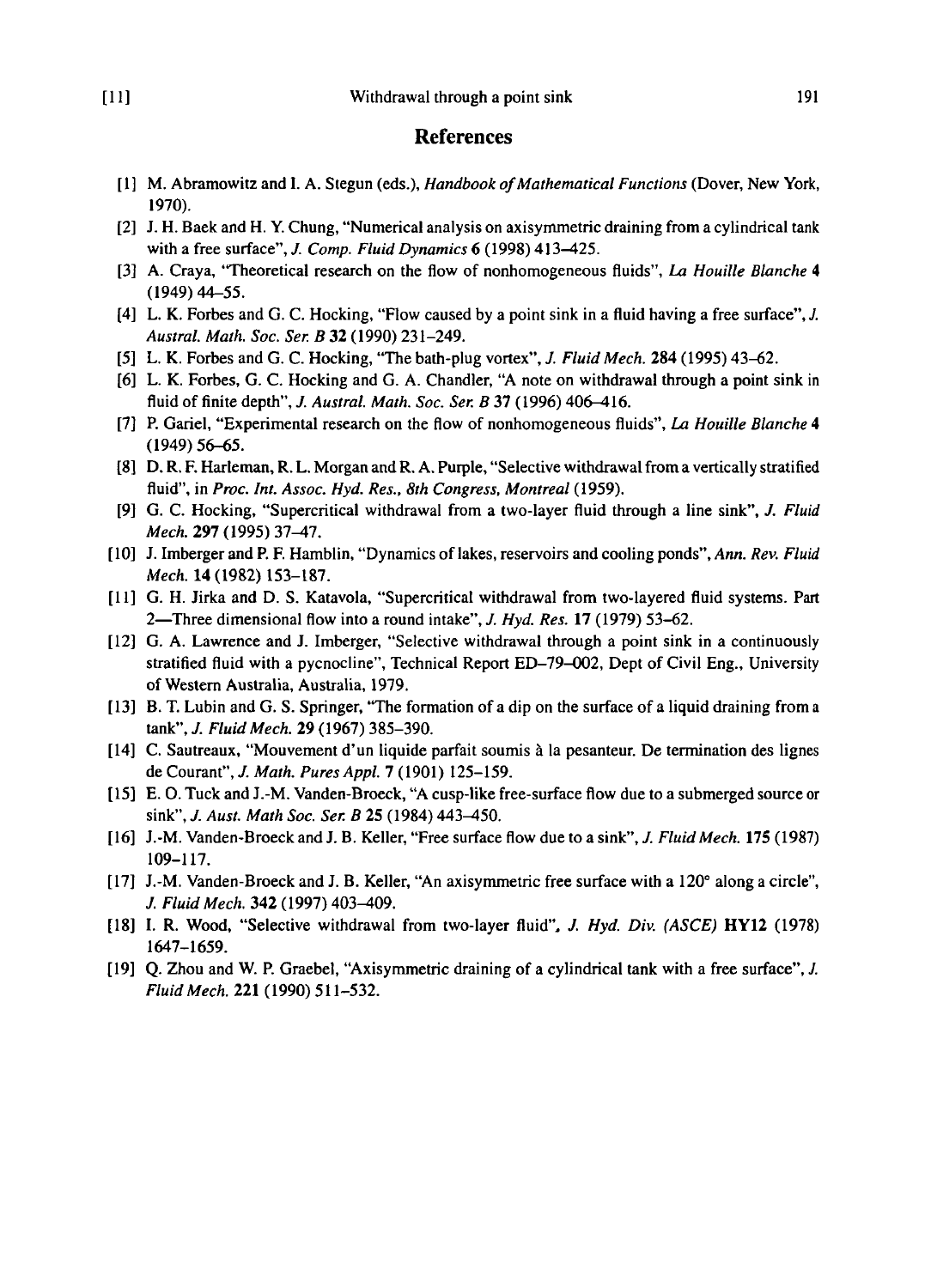## References

[1] M. Abramowitz and I. A. Stegun (eds.), *Handbook of Mathematical Functions* (Dover, New York, 1970).

[2] J. H. Baek and H. Y. Chung, "Numerical analysis on axisymmetric draining from a cylindrical tank with a free surface", *J. Comp. Fluid Dynamics* **6** (1998) 413–425.

[3] A. Craya, "Theoretical research on the flow of nonhomogeneous fluids", *La Houille Blanche* **4** (1949) 44–55.

[4] L. K. Forbes and G. C. Hocking, "Flow caused by a point sink in a fluid having a free surface", *J. Austral. Math. Soc. Ser. B* **32** (1990) 231–249.

[5] L. K. Forbes and G. C. Hocking, "The bath-plug vortex", *J. Fluid Mech.* **284** (1995) 43–62.

[6] L. K. Forbes, G. C. Hocking and G. A. Chandler, "A note on withdrawal through a point sink in fluid of finite depth", *J. Austral. Math. Soc. Ser. B* **37** (1996) 406–416.

[7] P. Gariel, "Experimental research on the flow of nonhomogeneous fluids", *La Houille Blanche* **4** (1949) 56–65.

[8] D. R. F. Harleman, R. L. Morgan and R. A. Purple, "Selective withdrawal from a vertically stratified fluid", in *Proc. Int. Assoc. Hyd. Res., 8th Congress, Montreal* (1959).

[9] G. C. Hocking, "Supercritical withdrawal from a two-layer fluid through a line sink", *J. Fluid Mech.* **297** (1995) 37–47.

[10] J. Imberger and P. F. Hamblin, "Dynamics of lakes, reservoirs and cooling ponds", *Ann. Rev. Fluid Mech.* **14** (1982) 153–187.

[11] G. H. Jirka and D. S. Katavola, "Supercritical withdrawal from two-layered fluid systems. Part 2—Three dimensional flow into a round intake", *J. Hyd. Res.* **17** (1979) 53–62.

[12] G. A. Lawrence and J. Imberger, "Selective withdrawal through a point sink in a continuously stratified fluid with a pycnocline", Technical Report ED–79–002, Dept of Civil Eng., University of Western Australia, Australia, 1979.

[13] B. T. Lubin and G. S. Springer, "The formation of a dip on the surface of a liquid draining from a tank", *J. Fluid Mech.* **29** (1967) 385–390.

[14] C. Sautreaux, "Mouvement d'un liquide parfait soumis à la pesanteur. De termination des lignes de Courant", *J. Math. Pures Appl.* **7** (1901) 125–159.

[15] E. O. Tuck and J.-M. Vanden-Broeck, "A cusp-like free-surface flow due to a submerged source or sink", *J. Aust. Math Soc. Ser. B* **25** (1984) 443–450.

[16] J.-M. Vanden-Broeck and J. B. Keller, "Free surface flow due to a sink", *J. Fluid Mech.* **175** (1987) 109–117.

[17] J.-M. Vanden-Broeck and J. B. Keller, "An axisymmetric free surface with a 120° along a circle", *J. Fluid Mech.* **342** (1997) 403–409.

[18] I. R. Wood, "Selective withdrawal from two-layer fluid", *J. Hyd. Div. (ASCE)* **HY12** (1978) 1647–1659.

[19] Q. Zhou and W. P. Graebel, "Axisymmetric draining of a cylindrical tank with a free surface", *J. Fluid Mech.* **221** (1990) 511–532.